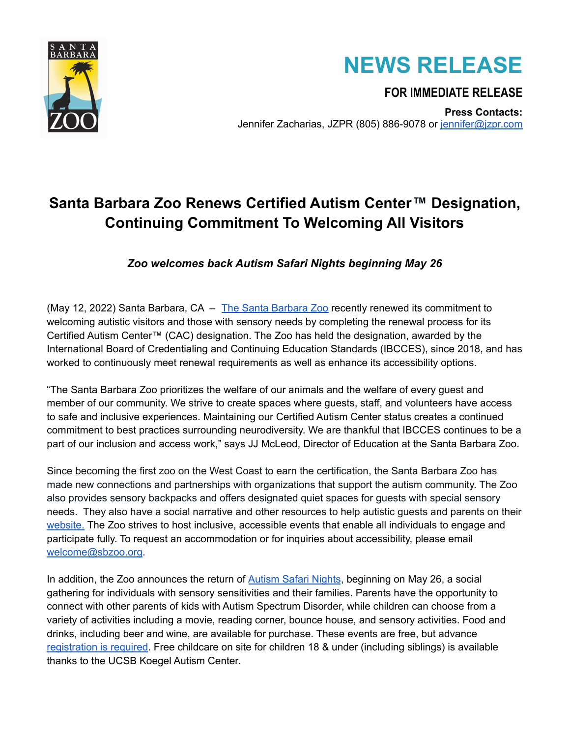# NEWS RELEASE

**FOR IMMEDIATE RELEASE**

**Press Contacts:**
Jennifer Zacharias, JZPR (805) 886-9078 or jennifer@jzpr.com

## Santa Barbara Zoo Renews Certified Autism Center™ Designation, Continuing Commitment To Welcoming All Visitors

***Zoo welcomes back Autism Safari Nights beginning May 26***

(May 12, 2022) Santa Barbara, CA – The Santa Barbara Zoo recently renewed its commitment to welcoming autistic visitors and those with sensory needs by completing the renewal process for its Certified Autism Center™ (CAC) designation. The Zoo has held the designation, awarded by the International Board of Credentialing and Continuing Education Standards (IBCCES), since 2018, and has worked to continuously meet renewal requirements as well as enhance its accessibility options.

"The Santa Barbara Zoo prioritizes the welfare of our animals and the welfare of every guest and member of our community. We strive to create spaces where guests, staff, and volunteers have access to safe and inclusive experiences. Maintaining our Certified Autism Center status creates a continued commitment to best practices surrounding neurodiversity. We are thankful that IBCCES continues to be a part of our inclusion and access work," says JJ McLeod, Director of Education at the Santa Barbara Zoo.

Since becoming the first zoo on the West Coast to earn the certification, the Santa Barbara Zoo has made new connections and partnerships with organizations that support the autism community. The Zoo also provides sensory backpacks and offers designated quiet spaces for guests with special sensory needs. They also have a social narrative and other resources to help autistic guests and parents on their website. The Zoo strives to host inclusive, accessible events that enable all individuals to engage and participate fully. To request an accommodation or for inquiries about accessibility, please email welcome@sbzoo.org.

In addition, the Zoo announces the return of Autism Safari Nights, beginning on May 26, a social gathering for individuals with sensory sensitivities and their families. Parents have the opportunity to connect with other parents of kids with Autism Spectrum Disorder, while children can choose from a variety of activities including a movie, reading corner, bounce house, and sensory activities. Food and drinks, including beer and wine, are available for purchase. These events are free, but advance registration is required. Free childcare on site for children 18 & under (including siblings) is available thanks to the UCSB Koegel Autism Center.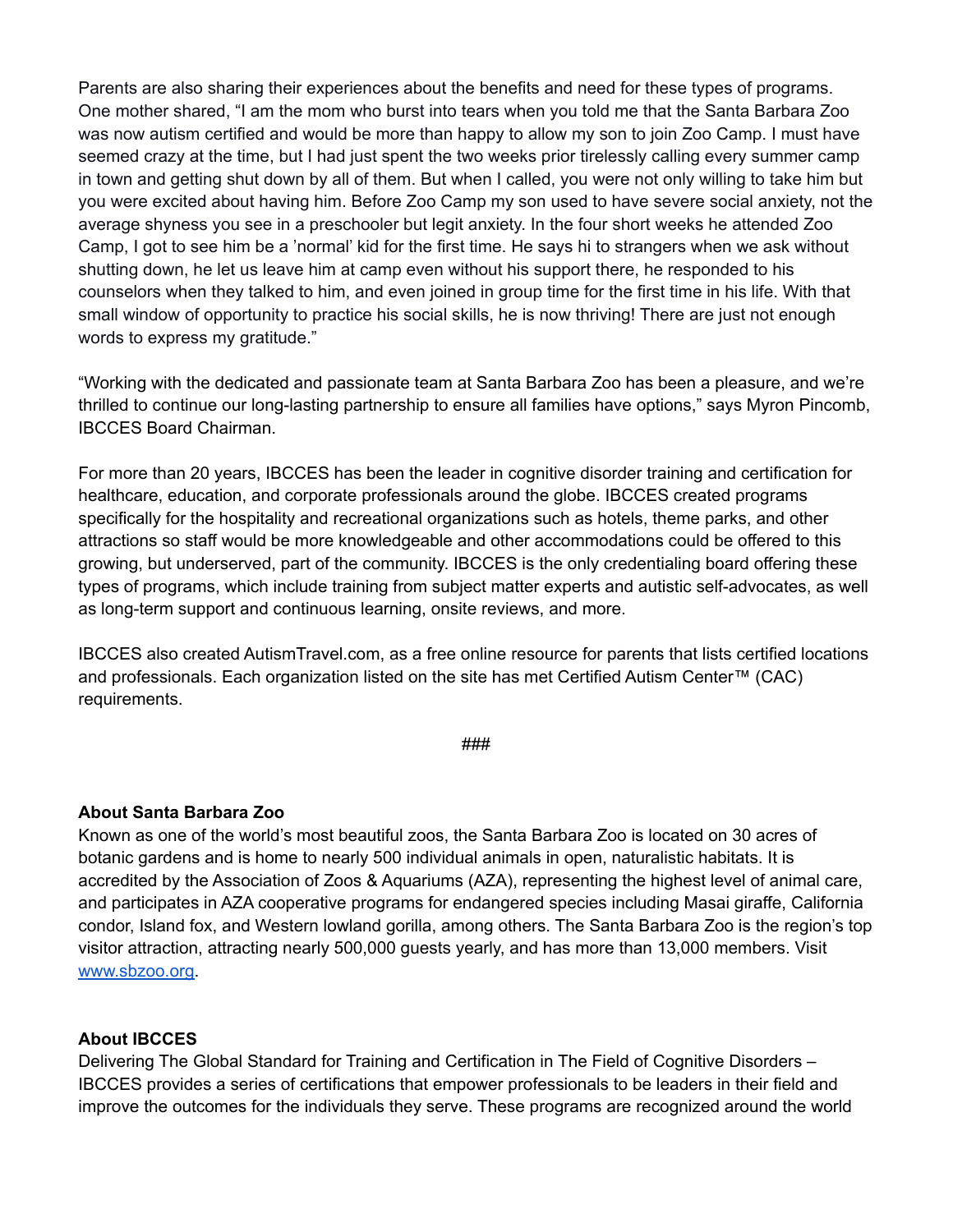Parents are also sharing their experiences about the benefits and need for these types of programs. One mother shared, "I am the mom who burst into tears when you told me that the Santa Barbara Zoo was now autism certified and would be more than happy to allow my son to join Zoo Camp. I must have seemed crazy at the time, but I had just spent the two weeks prior tirelessly calling every summer camp in town and getting shut down by all of them. But when I called, you were not only willing to take him but you were excited about having him. Before Zoo Camp my son used to have severe social anxiety, not the average shyness you see in a preschooler but legit anxiety. In the four short weeks he attended Zoo Camp, I got to see him be a 'normal' kid for the first time. He says hi to strangers when we ask without shutting down, he let us leave him at camp even without his support there, he responded to his counselors when they talked to him, and even joined in group time for the first time in his life. With that small window of opportunity to practice his social skills, he is now thriving! There are just not enough words to express my gratitude."

"Working with the dedicated and passionate team at Santa Barbara Zoo has been a pleasure, and we're thrilled to continue our long-lasting partnership to ensure all families have options," says Myron Pincomb, IBCCES Board Chairman.

For more than 20 years, IBCCES has been the leader in cognitive disorder training and certification for healthcare, education, and corporate professionals around the globe. IBCCES created programs specifically for the hospitality and recreational organizations such as hotels, theme parks, and other attractions so staff would be more knowledgeable and other accommodations could be offered to this growing, but underserved, part of the community. IBCCES is the only credentialing board offering these types of programs, which include training from subject matter experts and autistic self-advocates, as well as long-term support and continuous learning, onsite reviews, and more.

IBCCES also created AutismTravel.com, as a free online resource for parents that lists certified locations and professionals. Each organization listed on the site has met Certified Autism Center™ (CAC) requirements.

###

**About Santa Barbara Zoo**
Known as one of the world's most beautiful zoos, the Santa Barbara Zoo is located on 30 acres of botanic gardens and is home to nearly 500 individual animals in open, naturalistic habitats. It is accredited by the Association of Zoos & Aquariums (AZA), representing the highest level of animal care, and participates in AZA cooperative programs for endangered species including Masai giraffe, California condor, Island fox, and Western lowland gorilla, among others. The Santa Barbara Zoo is the region's top visitor attraction, attracting nearly 500,000 guests yearly, and has more than 13,000 members. Visit [www.sbzoo.org](http://www.sbzoo.org).

**About IBCCES**
Delivering The Global Standard for Training and Certification in The Field of Cognitive Disorders – IBCCES provides a series of certifications that empower professionals to be leaders in their field and improve the outcomes for the individuals they serve. These programs are recognized around the world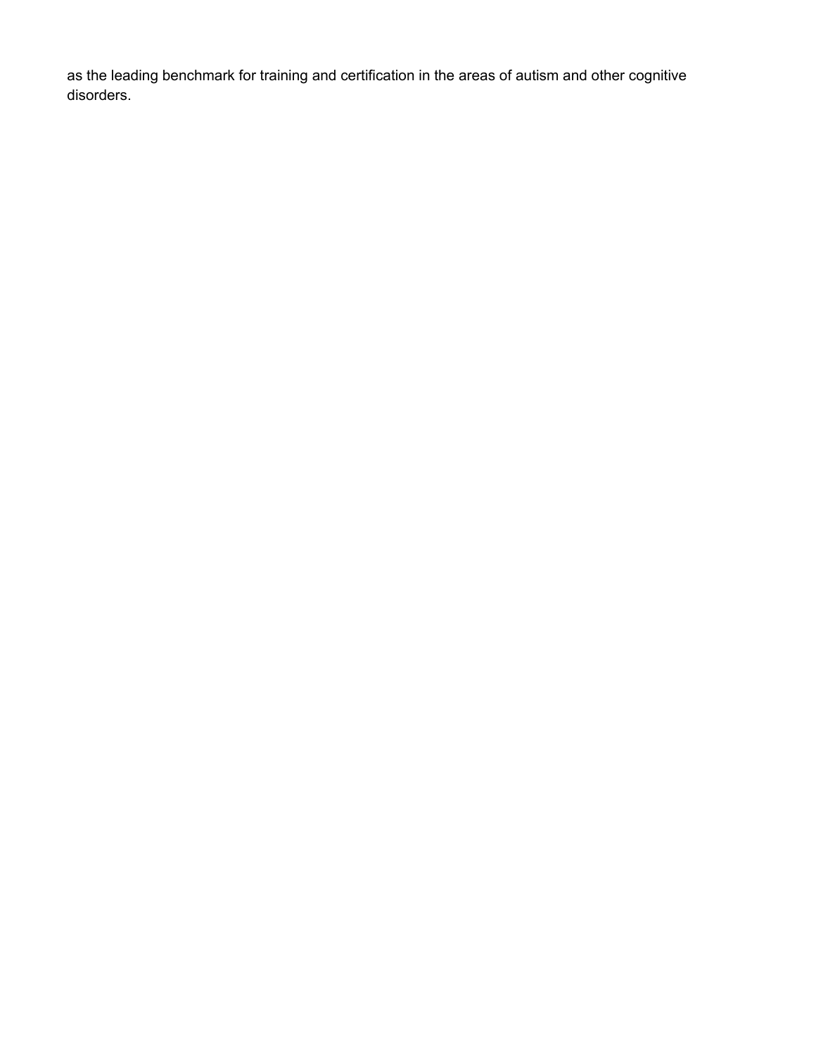as the leading benchmark for training and certification in the areas of autism and other cognitive disorders.